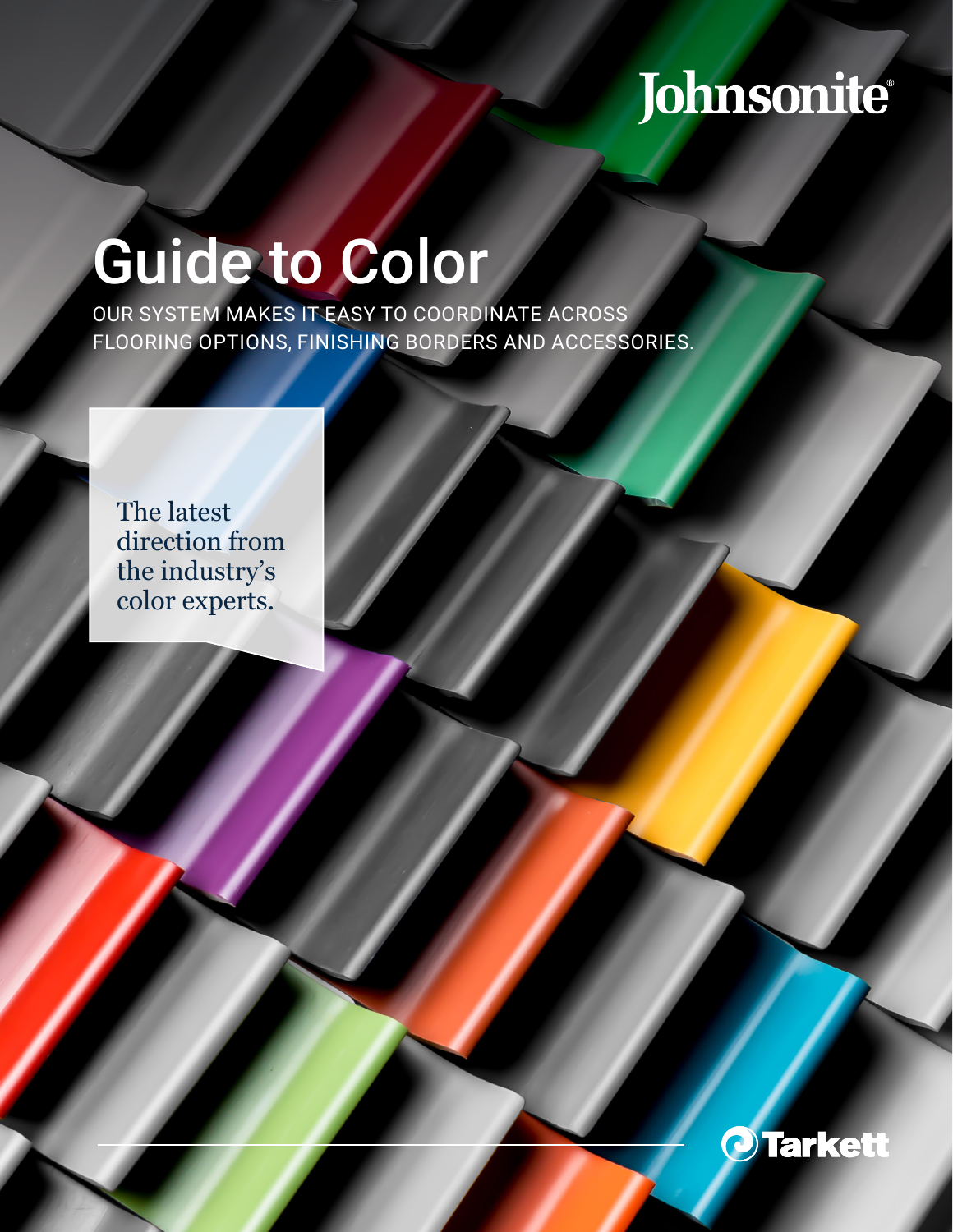Johnsonite®

# Guide to Color

OUR SYSTEM MAKES IT EASY TO COORDINATE ACROSS FLOORING OPTIONS, FINISHING BORDERS AND ACCESSORIES.

The latest direction from the industry's color experts.

Tarkett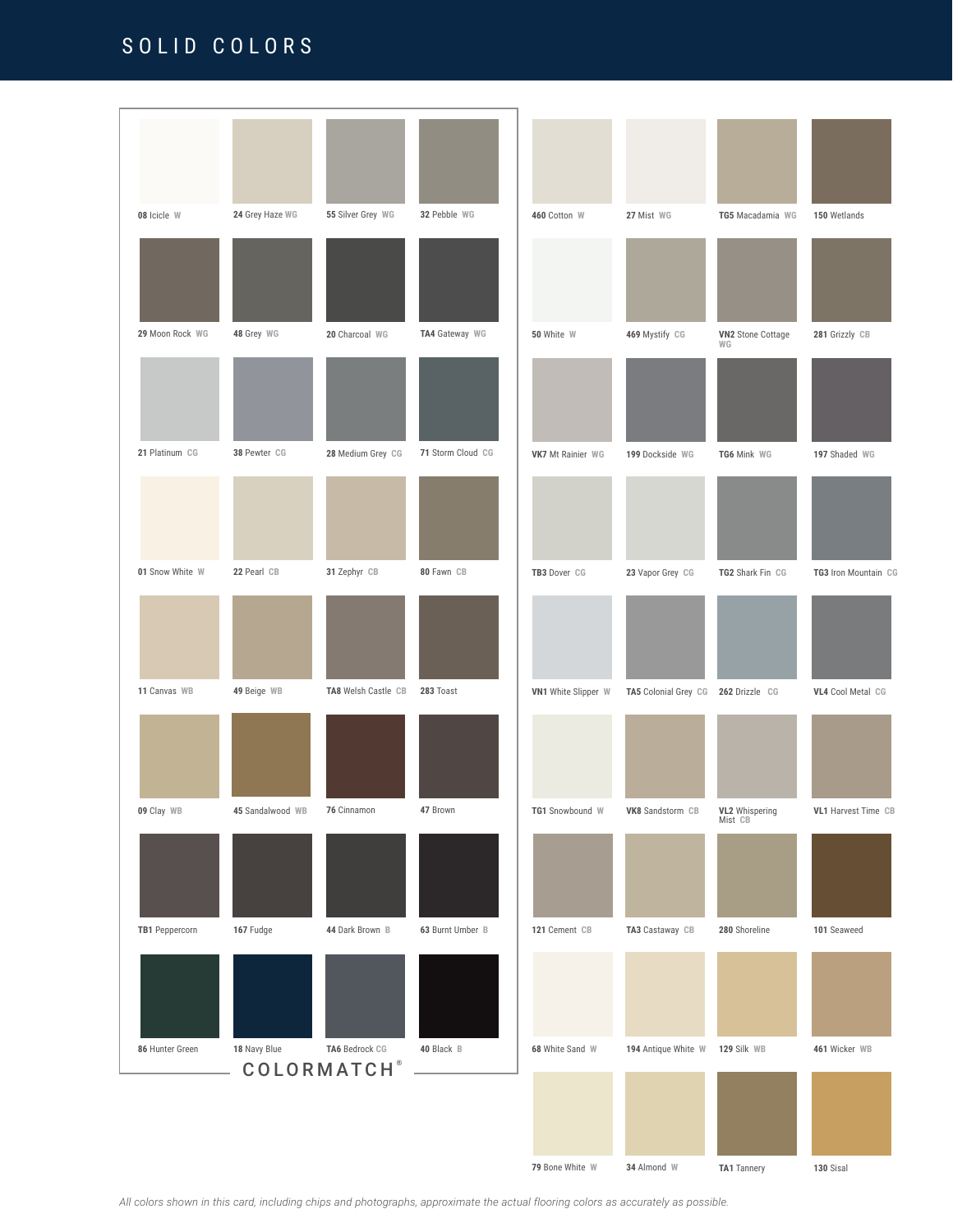# SOLID COLORS

| | | | |
|---|---|---|---|
| **08** Icicle W | **24** Grey Haze WG | **55** Silver Grey WG | **32** Pebble WG |
| **29** Moon Rock WG | **48** Grey WG | **20** Charcoal WG | **TA4** Gateway WG |
| **21** Platinum CG | **38** Pewter CG | **28** Medium Grey CG | **71** Storm Cloud CG |
| **01** Snow White W | **22** Pearl CB | **31** Zephyr CB | **80** Fawn CB |
| **11** Canvas WB | **49** Beige WB | **TA8** Welsh Castle CB | **283** Toast |
| **09** Clay WB | **45** Sandalwood WB | **76** Cinnamon | **47** Brown |
| **TB1** Peppercorn | **167** Fudge | **44** Dark Brown B | **63** Burnt Umber B |
| **86** Hunter Green | **18** Navy Blue | **TA6** Bedrock CG | **40** Black B |

COLORMATCH®

| | | | |
|---|---|---|---|
| **460** Cotton W | **27** Mist WG | **TG5** Macadamia WG | **150** Wetlands |
| **50** White W | **469** Mystify CG | **VN2** Stone Cottage WG | **281** Grizzly CB |
| **VK7** Mt Rainier WG | **199** Dockside WG | **TG6** Mink WG | **197** Shaded WG |
| **TB3** Dover CG | **23** Vapor Grey CG | **TG2** Shark Fin CG | **TG3** Iron Mountain CG |
| **VN1** White Slipper W | **TA5** Colonial Grey CG | **262** Drizzle CG | **VL4** Cool Metal CG |
| **TG1** Snowbound W | **VK8** Sandstorm CB | **VL2** Whispering Mist CB | **VL1** Harvest Time CB |
| **121** Cement CB | **TA3** Castaway CB | **280** Shoreline | **101** Seaweed |
| **68** White Sand W | **194** Antique White W | **129** Silk WB | **461** Wicker WB |
| **79** Bone White W | **34** Almond W | **TA1** Tannery | **130** Sisal |

*All colors shown in this card, including chips and photographs, approximate the actual flooring colors as accurately as possible.*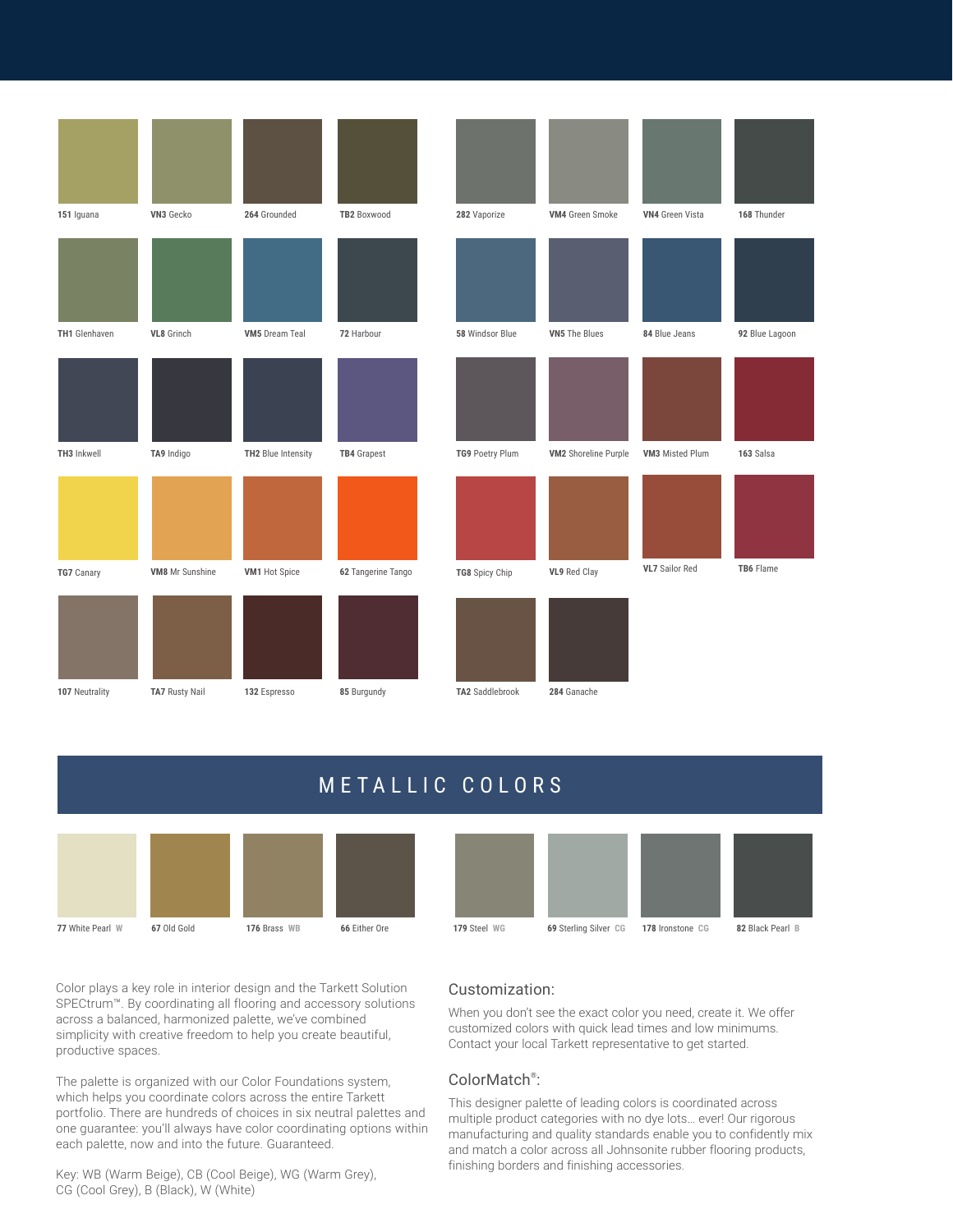**151** Iguana
**VN3** Gecko
**264** Grounded
**TB2** Boxwood
**282** Vaporize
**VM4** Green Smoke
**VN4** Green Vista
**168** Thunder

**TH1** Glenhaven
**VL8** Grinch
**VM5** Dream Teal
**72** Harbour
**58** Windsor Blue
**VN5** The Blues
**84** Blue Jeans
**92** Blue Lagoon

**TH3** Inkwell
**TA9** Indigo
**TH2** Blue Intensity
**TB4** Grapest
**TG9** Poetry Plum
**VM2** Shoreline Purple
**VM3** Misted Plum
**163** Salsa

**TG7** Canary
**VM8** Mr Sunshine
**VM1** Hot Spice
**62** Tangerine Tango
**TG8** Spicy Chip
**VL9** Red Clay
**VL7** Sailor Red
**TB6** Flame

**107** Neutrality
**TA7** Rusty Nail
**132** Espresso
**85** Burgundy
**TA2** Saddlebrook
**284** Ganache

## METALLIC COLORS

**77** White Pearl W
**67** Old Gold
**176** Brass WB
**66** Either Ore
**179** Steel WG
**69** Sterling Silver CG
**178** Ironstone CG
**82** Black Pearl B

Color plays a key role in interior design and the Tarkett Solution SPECtrum™. By coordinating all flooring and accessory solutions across a balanced, harmonized palette, we've combined simplicity with creative freedom to help you create beautiful, productive spaces.

The palette is organized with our Color Foundations system, which helps you coordinate colors across the entire Tarkett portfolio. There are hundreds of choices in six neutral palettes and one guarantee: you'll always have color coordinating options within each palette, now and into the future. Guaranteed.

Key: WB (Warm Beige), CB (Cool Beige), WG (Warm Grey), CG (Cool Grey), B (Black), W (White)

### Customization:

When you don't see the exact color you need, create it. We offer customized colors with quick lead times and low minimums. Contact your local Tarkett representative to get started.

### ColorMatch®:

This designer palette of leading colors is coordinated across multiple product categories with no dye lots… ever! Our rigorous manufacturing and quality standards enable you to confidently mix and match a color across all Johnsonite rubber flooring products, finishing borders and finishing accessories.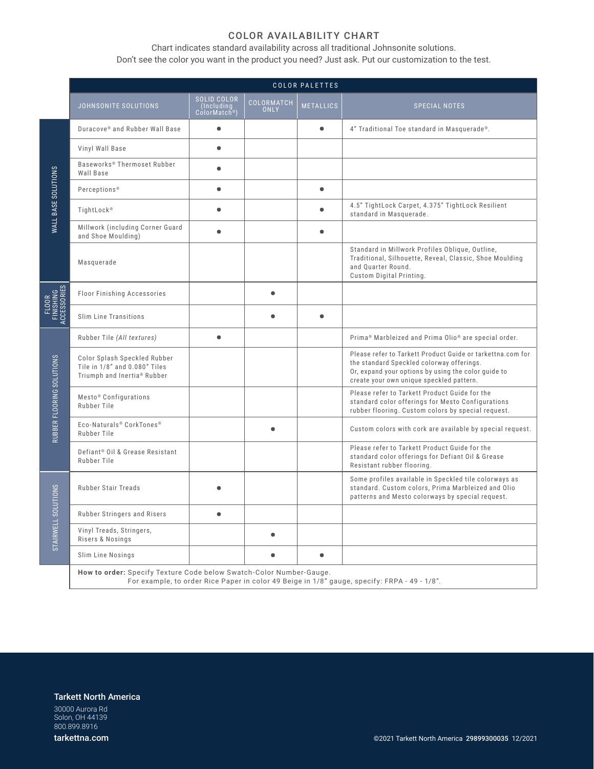## COLOR AVAILABILITY CHART

Chart indicates standard availability across all traditional Johnsonite solutions.
Don't see the color you want in the product you need? Just ask. Put our customization to the test.

| | COLOR PALETTES | | | | |
|---|---|---|---|---|---|
| | JOHNSONITE SOLUTIONS | SOLID COLOR (Including ColorMatch®) | COLORMATCH ONLY | METALLICS | SPECIAL NOTES |
| WALL BASE SOLUTIONS | Duracove® and Rubber Wall Base | ● | | ● | 4" Traditional Toe standard in Masquerade®. |
| | Vinyl Wall Base | ● | | | |
| | Baseworks® Thermoset Rubber Wall Base | ● | | | |
| | Perceptions® | ● | | ● | |
| | TightLock® | ● | | ● | 4.5" TightLock Carpet, 4.375" TightLock Resilient standard in Masquerade. |
| | Millwork (including Corner Guard and Shoe Moulding) | ● | | ● | |
| | Masquerade | | | | Standard in Millwork Profiles Oblique, Outline, Traditional, Silhouette, Reveal, Classic, Shoe Moulding and Quarter Round. Custom Digital Printing. |
| FLOOR FINISHING ACCESSORIES | Floor Finishing Accessories | | ● | | |
| | Slim Line Transitions | | ● | ● | |
| RUBBER FLOORING SOLUTIONS | Rubber Tile *(All textures)* | ● | | | Prima® Marbleized and Prima Olio® are special order. |
| | Color Splash Speckled Rubber Tile in 1/8" and 0.080" Tiles Triumph and Inertia® Rubber | | | | Please refer to Tarkett Product Guide or tarkettna.com for the standard Speckled colorway offerings. Or, expand your options by using the color guide to create your own unique speckled pattern. |
| | Mesto® Configurations Rubber Tile | | | | Please refer to Tarkett Product Guide for the standard color offerings for Mesto Configurations rubber flooring. Custom colors by special request. |
| | Eco-Naturals® CorkTones® Rubber Tile | | ● | | Custom colors with cork are available by special request. |
| | Defiant® Oil & Grease Resistant Rubber Tile | | | | Please refer to Tarkett Product Guide for the standard color offerings for Defiant Oil & Grease Resistant rubber flooring. |
| STAIRWELL SOLUTIONS | Rubber Stair Treads | ● | | | Some profiles available in Speckled tile colorways as standard. Custom colors, Prima Marbleized and Olio patterns and Mesto colorways by special request. |
| | Rubber Stringers and Risers | ● | | | |
| | Vinyl Treads, Stringers, Risers & Nosings | | ● | | |
| | Slim Line Nosings | | ● | ● | |

**How to order:** Specify Texture Code below Swatch-Color Number-Gauge.
For example, to order Rice Paper in color 49 Beige in 1/8" gauge, specify: FRPA - 49 - 1/8".

**Tarkett North America**
30000 Aurora Rd
Solon, OH 44139
800.899.8916
**tarkettna.com**

©2021 Tarkett North America **29899300035** 12/2021